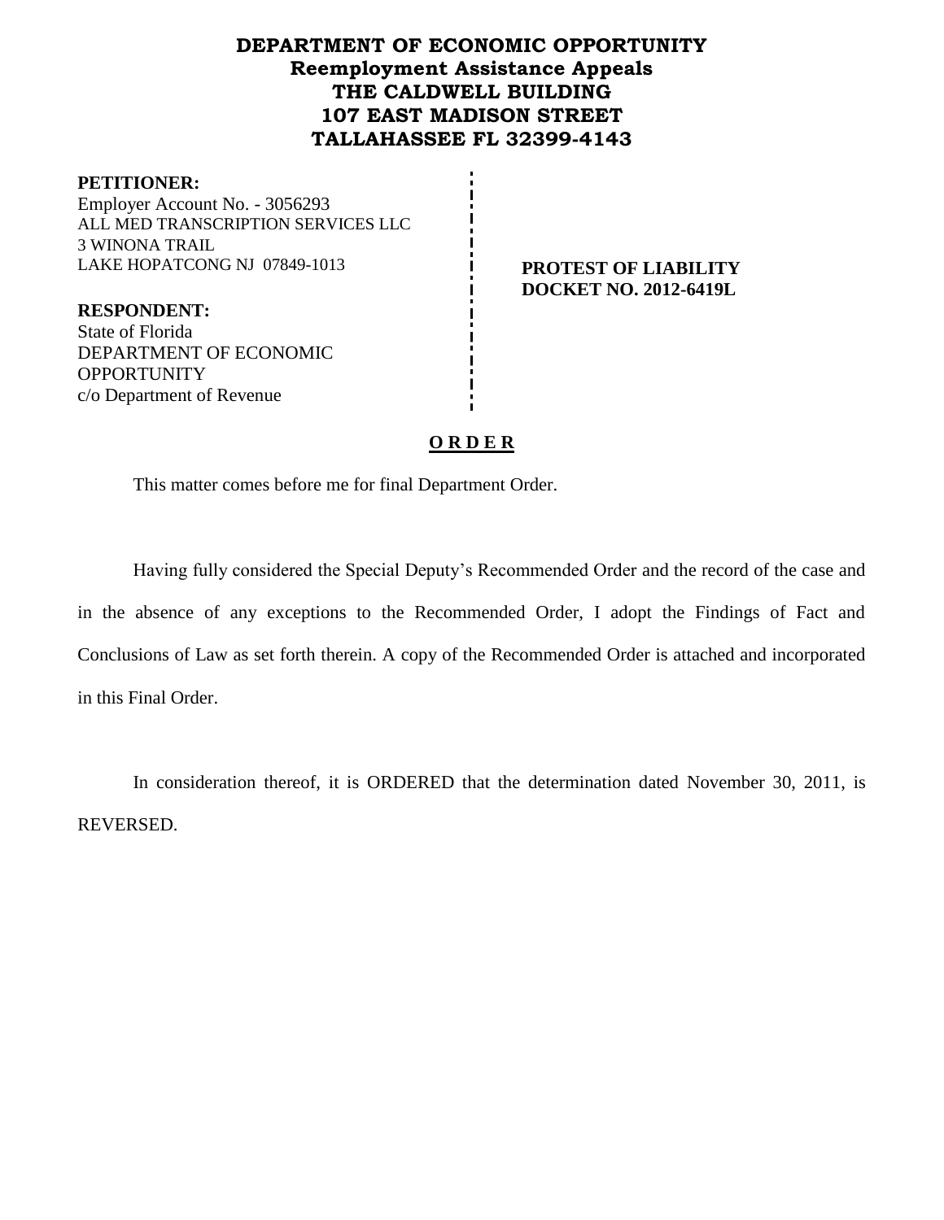# DEPARTMENT OF ECONOMIC OPPORTUNITY
## Reemployment Assistance Appeals
## THE CALDWELL BUILDING
## 107 EAST MADISON STREET
## TALLAHASSEE FL 32399-4143

**PETITIONER:**
Employer Account No. - 3056293
ALL MED TRANSCRIPTION SERVICES LLC
3 WINONA TRAIL
LAKE HOPATCONG NJ 07849-1013

**PROTEST OF LIABILITY**
**DOCKET NO. 2012-6419L**

**RESPONDENT:**
State of Florida
DEPARTMENT OF ECONOMIC OPPORTUNITY
c/o Department of Revenue

## O R D E R

This matter comes before me for final Department Order.

Having fully considered the Special Deputy's Recommended Order and the record of the case and in the absence of any exceptions to the Recommended Order, I adopt the Findings of Fact and Conclusions of Law as set forth therein. A copy of the Recommended Order is attached and incorporated in this Final Order.

In consideration thereof, it is ORDERED that the determination dated November 30, 2011, is REVERSED.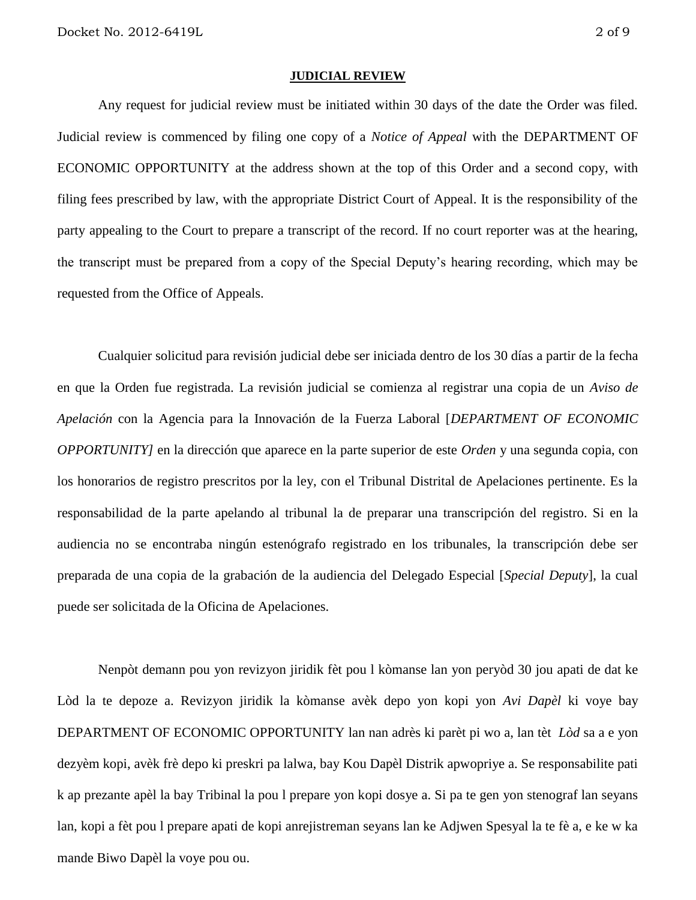## JUDICIAL REVIEW

Any request for judicial review must be initiated within 30 days of the date the Order was filed. Judicial review is commenced by filing one copy of a *Notice of Appeal* with the DEPARTMENT OF ECONOMIC OPPORTUNITY at the address shown at the top of this Order and a second copy, with filing fees prescribed by law, with the appropriate District Court of Appeal. It is the responsibility of the party appealing to the Court to prepare a transcript of the record. If no court reporter was at the hearing, the transcript must be prepared from a copy of the Special Deputy's hearing recording, which may be requested from the Office of Appeals.

Cualquier solicitud para revisión judicial debe ser iniciada dentro de los 30 días a partir de la fecha en que la Orden fue registrada. La revisión judicial se comienza al registrar una copia de un *Aviso de Apelación* con la Agencia para la Innovación de la Fuerza Laboral [*DEPARTMENT OF ECONOMIC OPPORTUNITY]* en la dirección que aparece en la parte superior de este *Orden* y una segunda copia, con los honorarios de registro prescritos por la ley, con el Tribunal Distrital de Apelaciones pertinente. Es la responsabilidad de la parte apelando al tribunal la de preparar una transcripción del registro. Si en la audiencia no se encontraba ningún estenógrafo registrado en los tribunales, la transcripción debe ser preparada de una copia de la grabación de la audiencia del Delegado Especial [*Special Deputy*], la cual puede ser solicitada de la Oficina de Apelaciones.

Nenpòt demann pou yon revizyon jiridik fèt pou l kòmanse lan yon peryòd 30 jou apati de dat ke Lòd la te depoze a. Revizyon jiridik la kòmanse avèk depo yon kopi yon *Avi Dapèl* ki voye bay DEPARTMENT OF ECONOMIC OPPORTUNITY lan nan adrès ki parèt pi wo a, lan tèt *Lòd* sa a e yon dezyèm kopi, avèk frè depo ki preskri pa lalwa, bay Kou Dapèl Distrik apwopriye a. Se responsabilite pati k ap prezante apèl la bay Tribinal la pou l prepare yon kopi dosye a. Si pa te gen yon stenograf lan seyans lan, kopi a fèt pou l prepare apati de kopi anrejistreman seyans lan ke Adjwen Spesyal la te fè a, e ke w ka mande Biwo Dapèl la voye pou ou.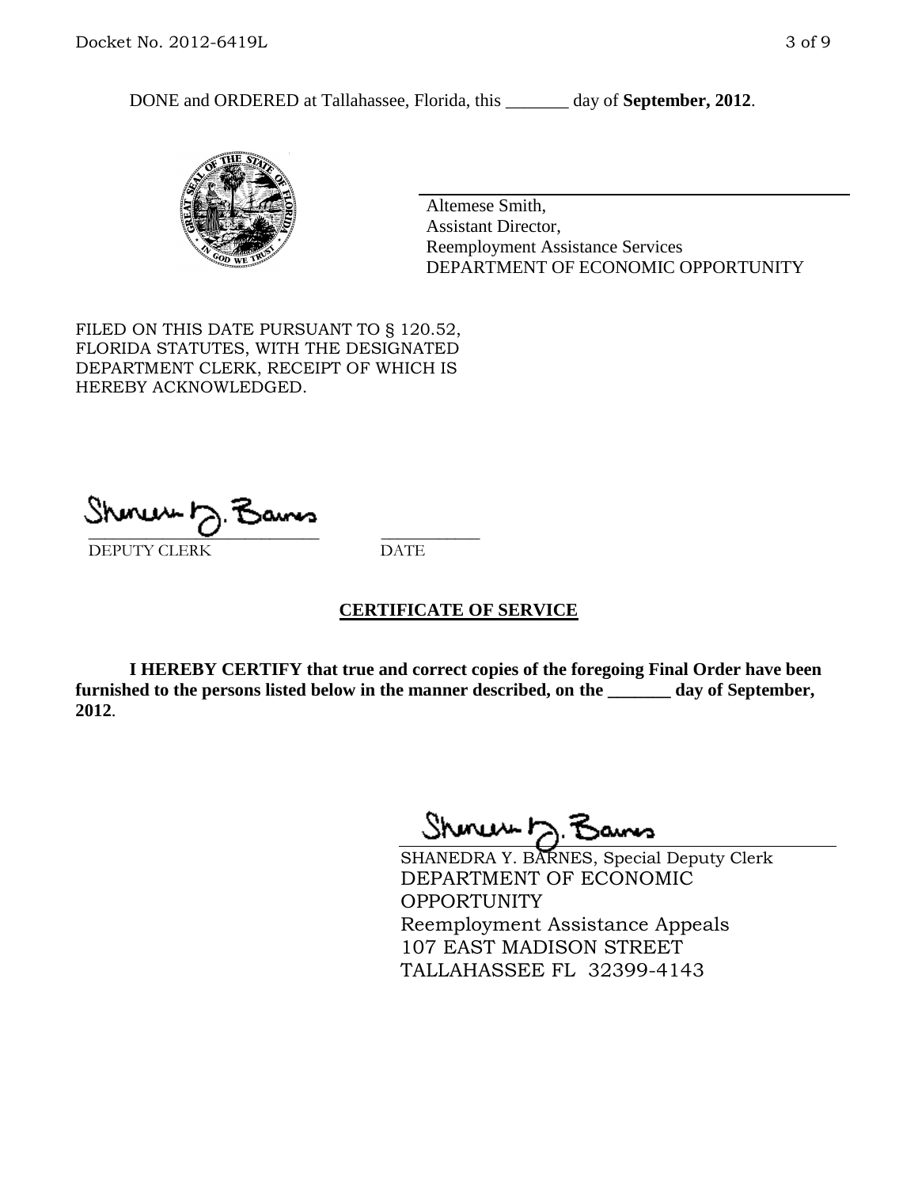DONE and ORDERED at Tallahassee, Florida, this _______ day of **September, 2012**.

Altemese Smith,
Assistant Director,
Reemployment Assistance Services
DEPARTMENT OF ECONOMIC OPPORTUNITY

FILED ON THIS DATE PURSUANT TO § 120.52, FLORIDA STATUTES, WITH THE DESIGNATED DEPARTMENT CLERK, RECEIPT OF WHICH IS HEREBY ACKNOWLEDGED.

_____________________________ ___________
DEPUTY CLERK DATE

## CERTIFICATE OF SERVICE

**I HEREBY CERTIFY that true and correct copies of the foregoing Final Order have been furnished to the persons listed below in the manner described, on the _______ day of September, 2012**.

SHANEDRA Y. BARNES, Special Deputy Clerk
DEPARTMENT OF ECONOMIC OPPORTUNITY
Reemployment Assistance Appeals
107 EAST MADISON STREET
TALLAHASSEE FL 32399-4143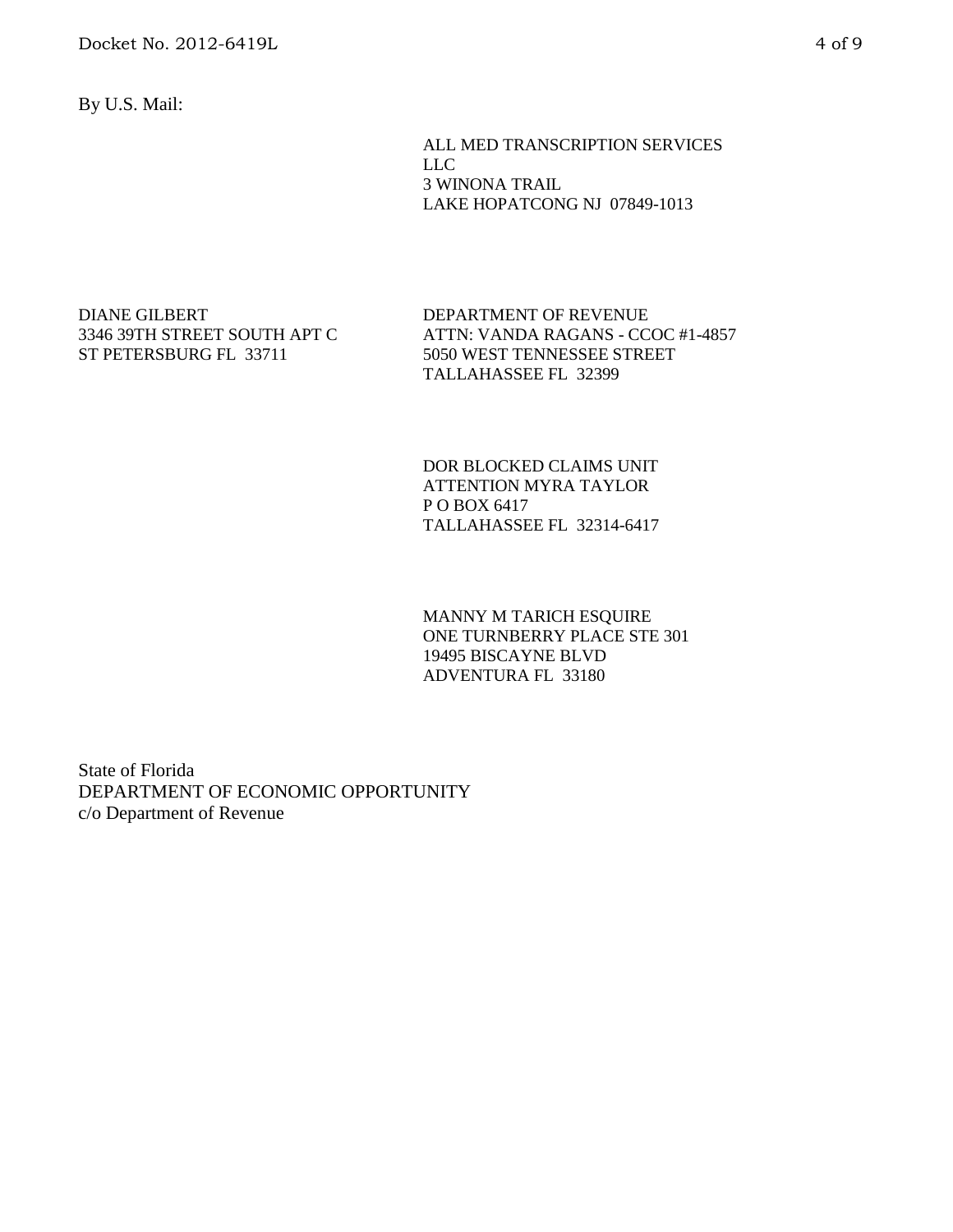By U.S. Mail:

ALL MED TRANSCRIPTION SERVICES
LLC
3 WINONA TRAIL
LAKE HOPATCONG NJ 07849-1013

DIANE GILBERT
3346 39TH STREET SOUTH APT C
ST PETERSBURG FL 33711

DEPARTMENT OF REVENUE
ATTN: VANDA RAGANS - CCOC #1-4857
5050 WEST TENNESSEE STREET
TALLAHASSEE FL 32399

DOR BLOCKED CLAIMS UNIT
ATTENTION MYRA TAYLOR
P O BOX 6417
TALLAHASSEE FL 32314-6417

MANNY M TARICH ESQUIRE
ONE TURNBERRY PLACE STE 301
19495 BISCAYNE BLVD
ADVENTURA FL 33180

State of Florida
DEPARTMENT OF ECONOMIC OPPORTUNITY
c/o Department of Revenue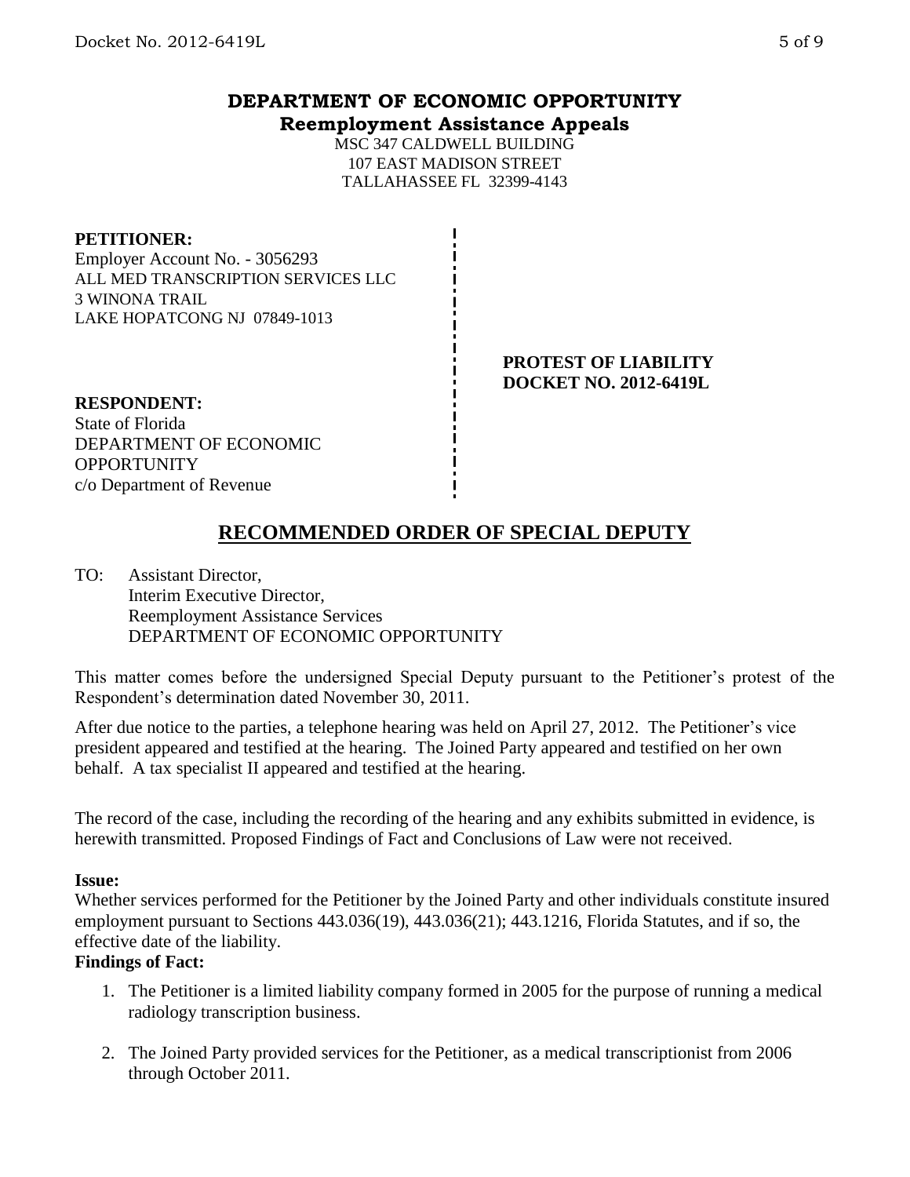# DEPARTMENT OF ECONOMIC OPPORTUNITY
## Reemployment Assistance Appeals

MSC 347 CALDWELL BUILDING
107 EAST MADISON STREET
TALLAHASSEE FL 32399-4143

**PETITIONER:**
Employer Account No. - 3056293
ALL MED TRANSCRIPTION SERVICES LLC
3 WINONA TRAIL
LAKE HOPATCONG NJ 07849-1013

**PROTEST OF LIABILITY**
**DOCKET NO. 2012-6419L**

**RESPONDENT:**
State of Florida
DEPARTMENT OF ECONOMIC OPPORTUNITY
c/o Department of Revenue

## RECOMMENDED ORDER OF SPECIAL DEPUTY

TO: Assistant Director,
Interim Executive Director,
Reemployment Assistance Services
DEPARTMENT OF ECONOMIC OPPORTUNITY

This matter comes before the undersigned Special Deputy pursuant to the Petitioner's protest of the Respondent's determination dated November 30, 2011.

After due notice to the parties, a telephone hearing was held on April 27, 2012. The Petitioner's vice president appeared and testified at the hearing. The Joined Party appeared and testified on her own behalf. A tax specialist II appeared and testified at the hearing.

The record of the case, including the recording of the hearing and any exhibits submitted in evidence, is herewith transmitted. Proposed Findings of Fact and Conclusions of Law were not received.

**Issue:**
Whether services performed for the Petitioner by the Joined Party and other individuals constitute insured employment pursuant to Sections 443.036(19), 443.036(21); 443.1216, Florida Statutes, and if so, the effective date of the liability.

**Findings of Fact:**

1. The Petitioner is a limited liability company formed in 2005 for the purpose of running a medical radiology transcription business.
2. The Joined Party provided services for the Petitioner, as a medical transcriptionist from 2006 through October 2011.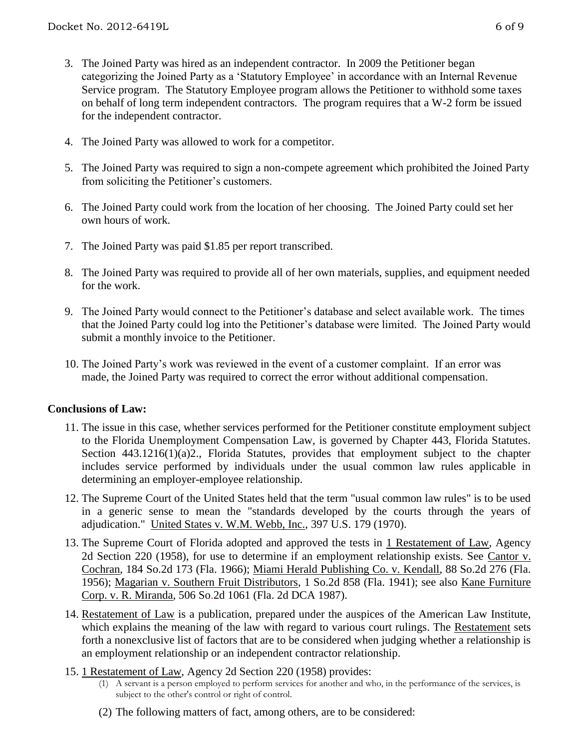3. The Joined Party was hired as an independent contractor. In 2009 the Petitioner began categorizing the Joined Party as a 'Statutory Employee' in accordance with an Internal Revenue Service program. The Statutory Employee program allows the Petitioner to withhold some taxes on behalf of long term independent contractors. The program requires that a W-2 form be issued for the independent contractor.

4. The Joined Party was allowed to work for a competitor.

5. The Joined Party was required to sign a non-compete agreement which prohibited the Joined Party from soliciting the Petitioner's customers.

6. The Joined Party could work from the location of her choosing. The Joined Party could set her own hours of work.

7. The Joined Party was paid $1.85 per report transcribed.

8. The Joined Party was required to provide all of her own materials, supplies, and equipment needed for the work.

9. The Joined Party would connect to the Petitioner's database and select available work. The times that the Joined Party could log into the Petitioner's database were limited. The Joined Party would submit a monthly invoice to the Petitioner.

10. The Joined Party's work was reviewed in the event of a customer complaint. If an error was made, the Joined Party was required to correct the error without additional compensation.

**Conclusions of Law:**

11. The issue in this case, whether services performed for the Petitioner constitute employment subject to the Florida Unemployment Compensation Law, is governed by Chapter 443, Florida Statutes. Section 443.1216(1)(a)2., Florida Statutes, provides that employment subject to the chapter includes service performed by individuals under the usual common law rules applicable in determining an employer-employee relationship.

12. The Supreme Court of the United States held that the term "usual common law rules" is to be used in a generic sense to mean the "standards developed by the courts through the years of adjudication." United States v. W.M. Webb, Inc., 397 U.S. 179 (1970).

13. The Supreme Court of Florida adopted and approved the tests in 1 Restatement of Law, Agency 2d Section 220 (1958), for use to determine if an employment relationship exists. See Cantor v. Cochran, 184 So.2d 173 (Fla. 1966); Miami Herald Publishing Co. v. Kendall, 88 So.2d 276 (Fla. 1956); Magarian v. Southern Fruit Distributors, 1 So.2d 858 (Fla. 1941); see also Kane Furniture Corp. v. R. Miranda, 506 So.2d 1061 (Fla. 2d DCA 1987).

14. Restatement of Law is a publication, prepared under the auspices of the American Law Institute, which explains the meaning of the law with regard to various court rulings. The Restatement sets forth a nonexclusive list of factors that are to be considered when judging whether a relationship is an employment relationship or an independent contractor relationship.

15. 1 Restatement of Law, Agency 2d Section 220 (1958) provides:

    (1) A servant is a person employed to perform services for another and who, in the performance of the services, is subject to the other's control or right of control.

    (2) The following matters of fact, among others, are to be considered: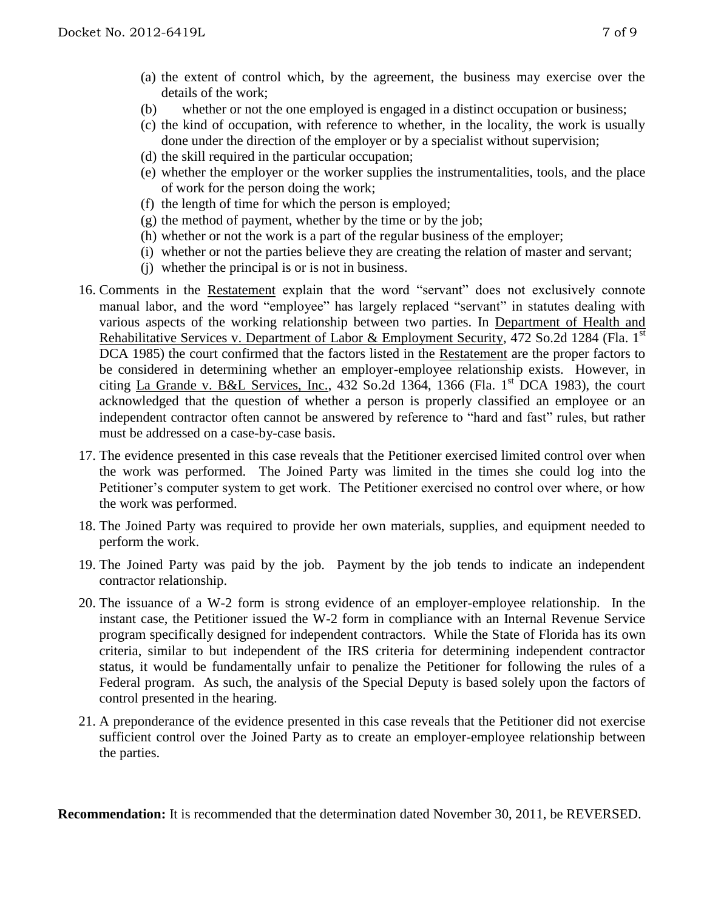(a) the extent of control which, by the agreement, the business may exercise over the details of the work;
(b) whether or not the one employed is engaged in a distinct occupation or business;
(c) the kind of occupation, with reference to whether, in the locality, the work is usually done under the direction of the employer or by a specialist without supervision;
(d) the skill required in the particular occupation;
(e) whether the employer or the worker supplies the instrumentalities, tools, and the place of work for the person doing the work;
(f) the length of time for which the person is employed;
(g) the method of payment, whether by the time or by the job;
(h) whether or not the work is a part of the regular business of the employer;
(i) whether or not the parties believe they are creating the relation of master and servant;
(j) whether the principal is or is not in business.

16. Comments in the Restatement explain that the word "servant" does not exclusively connote manual labor, and the word "employee" has largely replaced "servant" in statutes dealing with various aspects of the working relationship between two parties. In Department of Health and Rehabilitative Services v. Department of Labor & Employment Security, 472 So.2d 1284 (Fla. 1st DCA 1985) the court confirmed that the factors listed in the Restatement are the proper factors to be considered in determining whether an employer-employee relationship exists. However, in citing La Grande v. B&L Services, Inc., 432 So.2d 1364, 1366 (Fla. 1st DCA 1983), the court acknowledged that the question of whether a person is properly classified an employee or an independent contractor often cannot be answered by reference to "hard and fast" rules, but rather must be addressed on a case-by-case basis.

17. The evidence presented in this case reveals that the Petitioner exercised limited control over when the work was performed. The Joined Party was limited in the times she could log into the Petitioner's computer system to get work. The Petitioner exercised no control over where, or how the work was performed.

18. The Joined Party was required to provide her own materials, supplies, and equipment needed to perform the work.

19. The Joined Party was paid by the job. Payment by the job tends to indicate an independent contractor relationship.

20. The issuance of a W-2 form is strong evidence of an employer-employee relationship. In the instant case, the Petitioner issued the W-2 form in compliance with an Internal Revenue Service program specifically designed for independent contractors. While the State of Florida has its own criteria, similar to but independent of the IRS criteria for determining independent contractor status, it would be fundamentally unfair to penalize the Petitioner for following the rules of a Federal program. As such, the analysis of the Special Deputy is based solely upon the factors of control presented in the hearing.

21. A preponderance of the evidence presented in this case reveals that the Petitioner did not exercise sufficient control over the Joined Party as to create an employer-employee relationship between the parties.

**Recommendation:** It is recommended that the determination dated November 30, 2011, be REVERSED.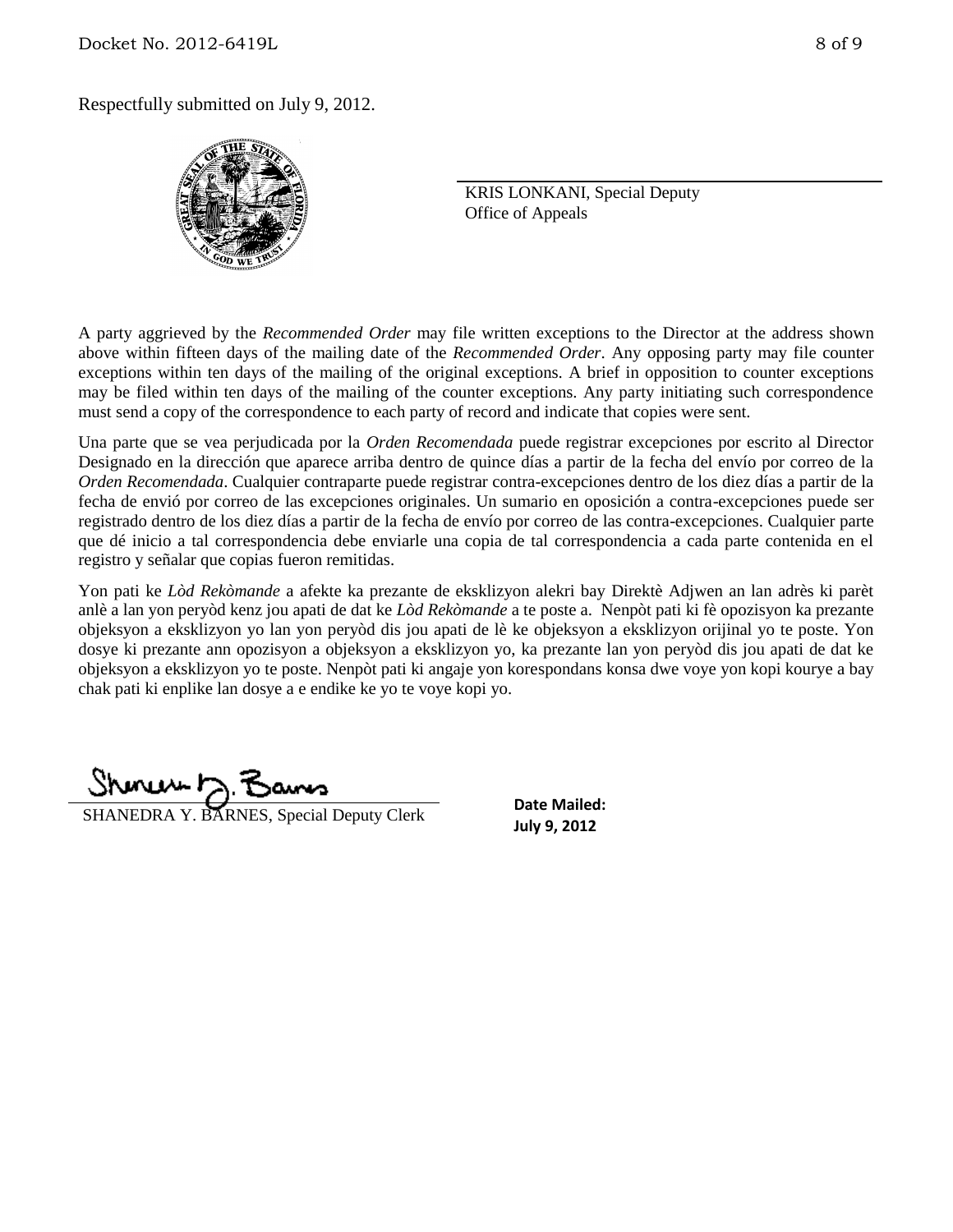Respectfully submitted on July 9, 2012.

KRIS LONKANI, Special Deputy
Office of Appeals

A party aggrieved by the *Recommended Order* may file written exceptions to the Director at the address shown above within fifteen days of the mailing date of the *Recommended Order*. Any opposing party may file counter exceptions within ten days of the mailing of the original exceptions. A brief in opposition to counter exceptions may be filed within ten days of the mailing of the counter exceptions. Any party initiating such correspondence must send a copy of the correspondence to each party of record and indicate that copies were sent.

Una parte que se vea perjudicada por la *Orden Recomendada* puede registrar excepciones por escrito al Director Designado en la dirección que aparece arriba dentro de quince días a partir de la fecha del envío por correo de la *Orden Recomendada*. Cualquier contraparte puede registrar contra-excepciones dentro de los diez días a partir de la fecha de envió por correo de las excepciones originales. Un sumario en oposición a contra-excepciones puede ser registrado dentro de los diez días a partir de la fecha de envío por correo de las contra-excepciones. Cualquier parte que dé inicio a tal correspondencia debe enviarle una copia de tal correspondencia a cada parte contenida en el registro y señalar que copias fueron remitidas.

Yon pati ke *Lòd Rekòmande* a afekte ka prezante de eksklizyon alekri bay Direktè Adjwen an lan adrès ki parèt anlè a lan yon peryòd kenz jou apati de dat ke *Lòd Rekòmande* a te poste a. Nenpòt pati ki fè opozisyon ka prezante objeksyon a eksklizyon yo lan yon peryòd dis jou apati de lè ke objeksyon a eksklizyon orijinal yo te poste. Yon dosye ki prezante ann opozisyon a objeksyon a eksklizyon yo, ka prezante lan yon peryòd dis jou apati de dat ke objeksyon a eksklizyon yo te poste. Nenpòt pati ki angaje yon korespondans konsa dwe voye yon kopi kourye a bay chak pati ki enplike lan dosye a e endike ke yo te voye kopi yo.

SHANEDRA Y. BARNES, Special Deputy Clerk

**Date Mailed:**
**July 9, 2012**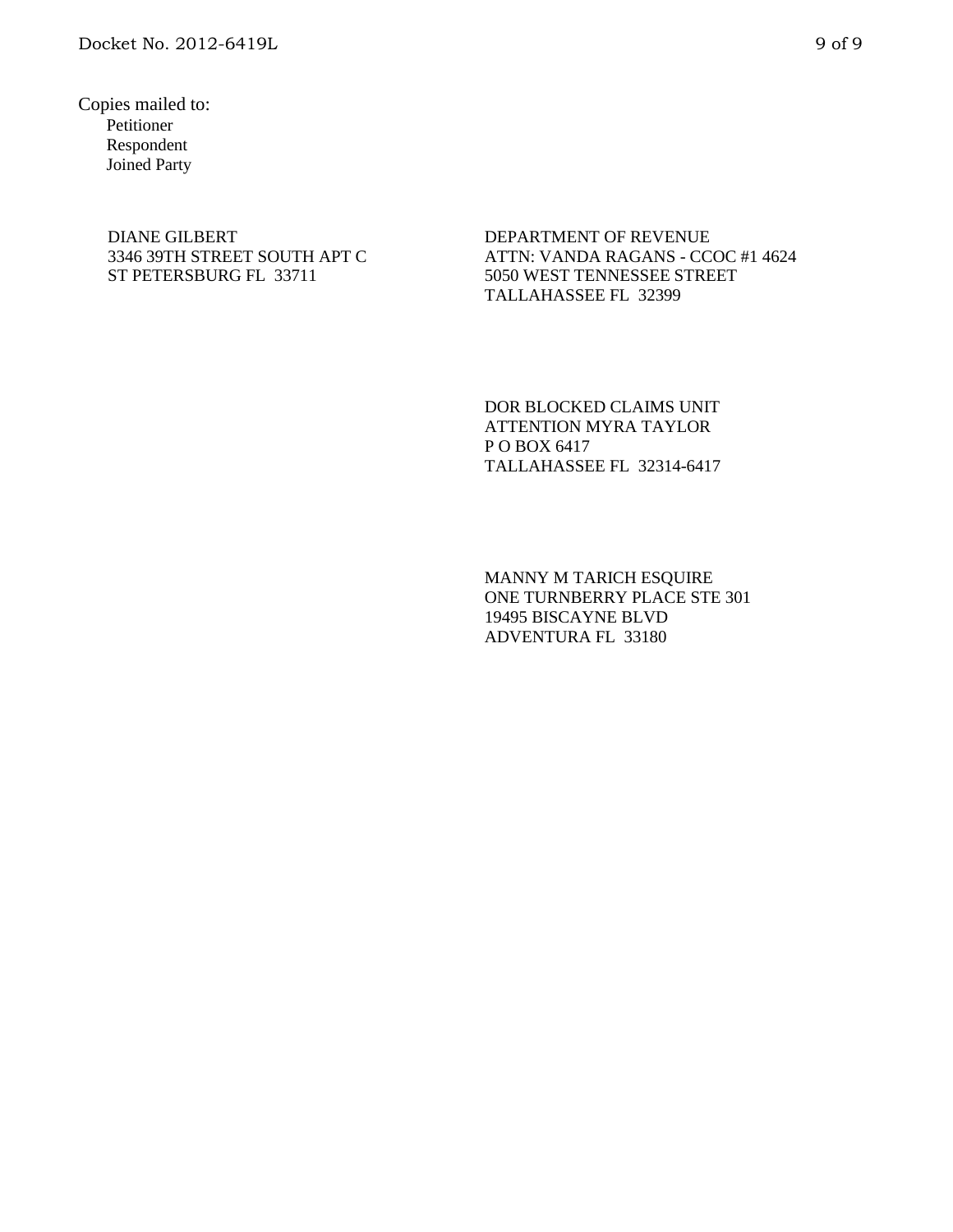Copies mailed to:

Petitioner
Respondent
Joined Party

DIANE GILBERT
3346 39TH STREET SOUTH APT C
ST PETERSBURG FL 33711

DEPARTMENT OF REVENUE
ATTN: VANDA RAGANS - CCOC #1 4624
5050 WEST TENNESSEE STREET
TALLAHASSEE FL 32399

DOR BLOCKED CLAIMS UNIT
ATTENTION MYRA TAYLOR
P O BOX 6417
TALLAHASSEE FL 32314-6417

MANNY M TARICH ESQUIRE
ONE TURNBERRY PLACE STE 301
19495 BISCAYNE BLVD
ADVENTURA FL 33180